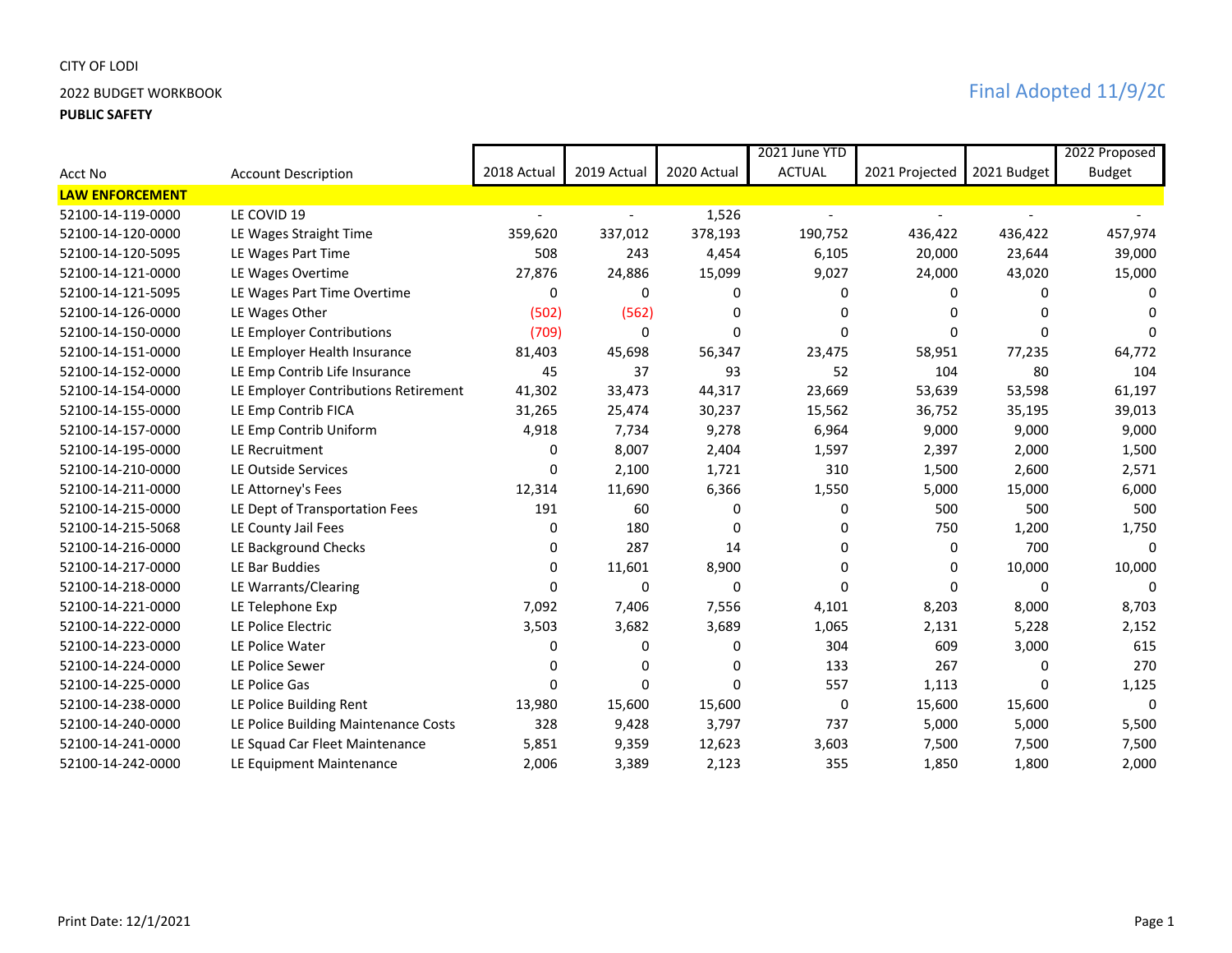CITY OF LODI

2022 BUDGET WORKBOOK

**PUBLIC SAFETY**

Final Adopted 11/9/2C

| Acct No | Account Description | 2018 Actual | 2019 Actual | 2020 Actual | 2021 June YTD ACTUAL | 2021 Projected | 2021 Budget | 2022 Proposed Budget |
|---|---|---|---|---|---|---|---|---|
| **LAW ENFORCEMENT** | | | | | | | | |
| 52100-14-119-0000 | LE COVID 19 | - | - | 1,526 | - | - | - | - |
| 52100-14-120-0000 | LE Wages Straight Time | 359,620 | 337,012 | 378,193 | 190,752 | 436,422 | 436,422 | 457,974 |
| 52100-14-120-5095 | LE Wages Part Time | 508 | 243 | 4,454 | 6,105 | 20,000 | 23,644 | 39,000 |
| 52100-14-121-0000 | LE Wages Overtime | 27,876 | 24,886 | 15,099 | 9,027 | 24,000 | 43,020 | 15,000 |
| 52100-14-121-5095 | LE Wages Part Time Overtime | 0 | 0 | 0 | 0 | 0 | 0 | 0 |
| 52100-14-126-0000 | LE Wages Other | (502) | (562) | 0 | 0 | 0 | 0 | 0 |
| 52100-14-150-0000 | LE Employer Contributions | (709) | 0 | 0 | 0 | 0 | 0 | 0 |
| 52100-14-151-0000 | LE Employer Health Insurance | 81,403 | 45,698 | 56,347 | 23,475 | 58,951 | 77,235 | 64,772 |
| 52100-14-152-0000 | LE Emp Contrib Life Insurance | 45 | 37 | 93 | 52 | 104 | 80 | 104 |
| 52100-14-154-0000 | LE Employer Contributions Retirement | 41,302 | 33,473 | 44,317 | 23,669 | 53,639 | 53,598 | 61,197 |
| 52100-14-155-0000 | LE Emp Contrib FICA | 31,265 | 25,474 | 30,237 | 15,562 | 36,752 | 35,195 | 39,013 |
| 52100-14-157-0000 | LE Emp Contrib Uniform | 4,918 | 7,734 | 9,278 | 6,964 | 9,000 | 9,000 | 9,000 |
| 52100-14-195-0000 | LE Recruitment | 0 | 8,007 | 2,404 | 1,597 | 2,397 | 2,000 | 1,500 |
| 52100-14-210-0000 | LE Outside Services | 0 | 2,100 | 1,721 | 310 | 1,500 | 2,600 | 2,571 |
| 52100-14-211-0000 | LE Attorney's Fees | 12,314 | 11,690 | 6,366 | 1,550 | 5,000 | 15,000 | 6,000 |
| 52100-14-215-0000 | LE Dept of Transportation Fees | 191 | 60 | 0 | 0 | 500 | 500 | 500 |
| 52100-14-215-5068 | LE County Jail Fees | 0 | 180 | 0 | 0 | 750 | 1,200 | 1,750 |
| 52100-14-216-0000 | LE Background Checks | 0 | 287 | 14 | 0 | 0 | 700 | 0 |
| 52100-14-217-0000 | LE Bar Buddies | 0 | 11,601 | 8,900 | 0 | 0 | 10,000 | 10,000 |
| 52100-14-218-0000 | LE Warrants/Clearing | 0 | 0 | 0 | 0 | 0 | 0 | 0 |
| 52100-14-221-0000 | LE Telephone Exp | 7,092 | 7,406 | 7,556 | 4,101 | 8,203 | 8,000 | 8,703 |
| 52100-14-222-0000 | LE Police Electric | 3,503 | 3,682 | 3,689 | 1,065 | 2,131 | 5,228 | 2,152 |
| 52100-14-223-0000 | LE Police Water | 0 | 0 | 0 | 304 | 609 | 3,000 | 615 |
| 52100-14-224-0000 | LE Police Sewer | 0 | 0 | 0 | 133 | 267 | 0 | 270 |
| 52100-14-225-0000 | LE Police Gas | 0 | 0 | 0 | 557 | 1,113 | 0 | 1,125 |
| 52100-14-238-0000 | LE Police Building Rent | 13,980 | 15,600 | 15,600 | 0 | 15,600 | 15,600 | 0 |
| 52100-14-240-0000 | LE Police Building Maintenance Costs | 328 | 9,428 | 3,797 | 737 | 5,000 | 5,000 | 5,500 |
| 52100-14-241-0000 | LE Squad Car Fleet Maintenance | 5,851 | 9,359 | 12,623 | 3,603 | 7,500 | 7,500 | 7,500 |
| 52100-14-242-0000 | LE Equipment Maintenance | 2,006 | 3,389 | 2,123 | 355 | 1,850 | 1,800 | 2,000 |

Print Date: 12/1/2021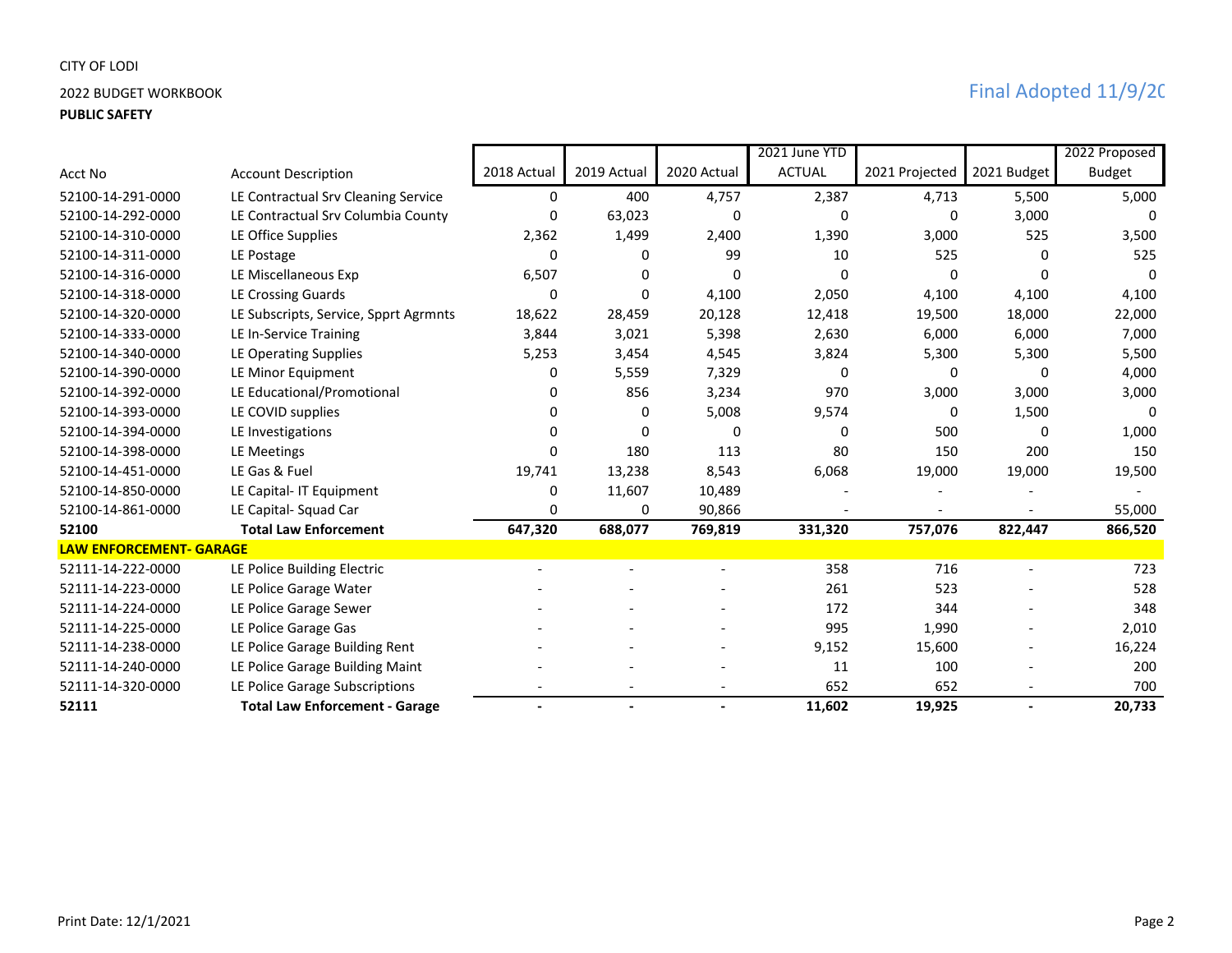CITY OF LODI

2022 BUDGET WORKBOOK

**PUBLIC SAFETY**

Final Adopted 11/9/2(

| Acct No | Account Description | 2018 Actual | 2019 Actual | 2020 Actual | 2021 June YTD ACTUAL | 2021 Projected | 2021 Budget | 2022 Proposed Budget |
|---|---|---|---|---|---|---|---|---|
| 52100-14-291-0000 | LE Contractual Srv Cleaning Service | 0 | 400 | 4,757 | 2,387 | 4,713 | 5,500 | 5,000 |
| 52100-14-292-0000 | LE Contractual Srv Columbia County | 0 | 63,023 | 0 | 0 | 0 | 3,000 | 0 |
| 52100-14-310-0000 | LE Office Supplies | 2,362 | 1,499 | 2,400 | 1,390 | 3,000 | 525 | 3,500 |
| 52100-14-311-0000 | LE Postage | 0 | 0 | 99 | 10 | 525 | 0 | 525 |
| 52100-14-316-0000 | LE Miscellaneous Exp | 6,507 | 0 | 0 | 0 | 0 | 0 | 0 |
| 52100-14-318-0000 | LE Crossing Guards | 0 | 0 | 4,100 | 2,050 | 4,100 | 4,100 | 4,100 |
| 52100-14-320-0000 | LE Subscripts, Service, Spprt Agrmnts | 18,622 | 28,459 | 20,128 | 12,418 | 19,500 | 18,000 | 22,000 |
| 52100-14-333-0000 | LE In-Service Training | 3,844 | 3,021 | 5,398 | 2,630 | 6,000 | 6,000 | 7,000 |
| 52100-14-340-0000 | LE Operating Supplies | 5,253 | 3,454 | 4,545 | 3,824 | 5,300 | 5,300 | 5,500 |
| 52100-14-390-0000 | LE Minor Equipment | 0 | 5,559 | 7,329 | 0 | 0 | 0 | 4,000 |
| 52100-14-392-0000 | LE Educational/Promotional | 0 | 856 | 3,234 | 970 | 3,000 | 3,000 | 3,000 |
| 52100-14-393-0000 | LE COVID supplies | 0 | 0 | 5,008 | 9,574 | 0 | 1,500 | 0 |
| 52100-14-394-0000 | LE Investigations | 0 | 0 | 0 | 0 | 500 | 0 | 1,000 |
| 52100-14-398-0000 | LE Meetings | 0 | 180 | 113 | 80 | 150 | 200 | 150 |
| 52100-14-451-0000 | LE Gas & Fuel | 19,741 | 13,238 | 8,543 | 6,068 | 19,000 | 19,000 | 19,500 |
| 52100-14-850-0000 | LE Capital- IT Equipment | 0 | 11,607 | 10,489 | - | - | - | - |
| 52100-14-861-0000 | LE Capital- Squad Car | 0 | 0 | 90,866 | - | - | - | 55,000 |
| **52100** | **Total Law Enforcement** | **647,320** | **688,077** | **769,819** | **331,320** | **757,076** | **822,447** | **866,520** |
| **LAW ENFORCEMENT- GARAGE** | | | | | | | | |
| 52111-14-222-0000 | LE Police Building Electric | - | - | - | 358 | 716 | - | 723 |
| 52111-14-223-0000 | LE Police Garage Water | - | - | - | 261 | 523 | - | 528 |
| 52111-14-224-0000 | LE Police Garage Sewer | - | - | - | 172 | 344 | - | 348 |
| 52111-14-225-0000 | LE Police Garage Gas | - | - | - | 995 | 1,990 | - | 2,010 |
| 52111-14-238-0000 | LE Police Garage Building Rent | - | - | - | 9,152 | 15,600 | - | 16,224 |
| 52111-14-240-0000 | LE Police Garage Building Maint | - | - | - | 11 | 100 | - | 200 |
| 52111-14-320-0000 | LE Police Garage Subscriptions | - | - | - | 652 | 652 | - | 700 |
| **52111** | **Total Law Enforcement - Garage** | **-** | **-** | **-** | **11,602** | **19,925** | **-** | **20,733** |

Print Date: 12/1/2021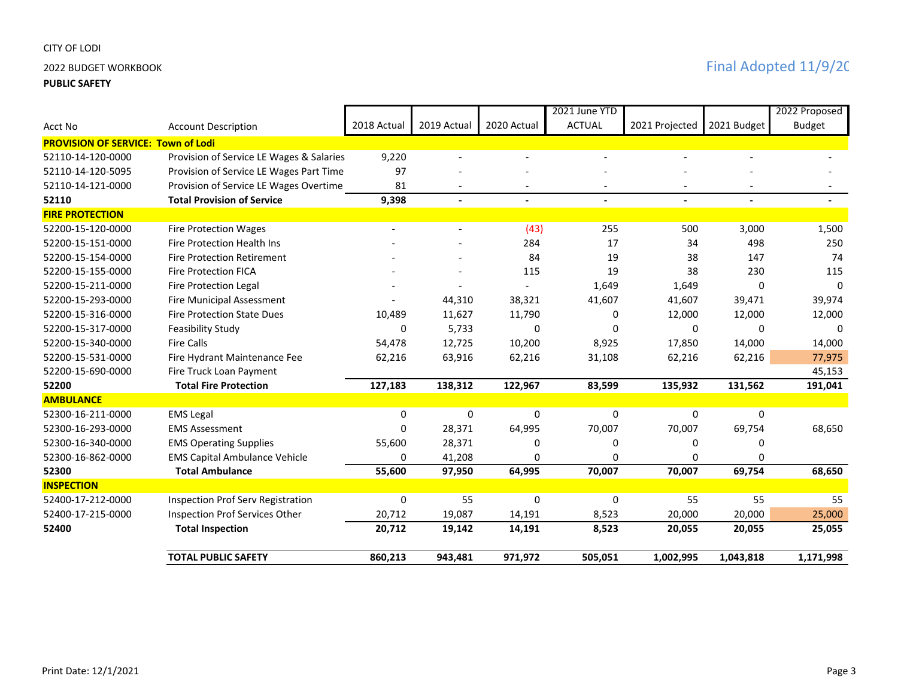CITY OF LODI

2022 BUDGET WORKBOOK

**PUBLIC SAFETY**

Final Adopted 11/9/20

| Acct No | Account Description | 2018 Actual | 2019 Actual | 2020 Actual | 2021 June YTD ACTUAL | 2021 Projected | 2021 Budget | 2022 Proposed Budget |
|---|---|---|---|---|---|---|---|---|
| **PROVISION OF SERVICE: Town of Lodi** | | | | | | | | |
| 52110-14-120-0000 | Provision of Service LE Wages & Salaries | 9,220 | - | - | - | - | - | - |
| 52110-14-120-5095 | Provision of Service LE Wages Part Time | 97 | - | - | - | - | - | - |
| 52110-14-121-0000 | Provision of Service LE Wages Overtime | 81 | - | - | - | - | - | - |
| **52110** | **Total Provision of Service** | **9,398** | **-** | **-** | **-** | **-** | **-** | **-** |
| **FIRE PROTECTION** | | | | | | | | |
| 52200-15-120-0000 | Fire Protection Wages | - | - | (43) | 255 | 500 | 3,000 | 1,500 |
| 52200-15-151-0000 | Fire Protection Health Ins | - | - | 284 | 17 | 34 | 498 | 250 |
| 52200-15-154-0000 | Fire Protection Retirement | - | - | 84 | 19 | 38 | 147 | 74 |
| 52200-15-155-0000 | Fire Protection FICA | - | - | 115 | 19 | 38 | 230 | 115 |
| 52200-15-211-0000 | Fire Protection Legal | - | - | - | 1,649 | 1,649 | 0 | 0 |
| 52200-15-293-0000 | Fire Municipal Assessment | - | 44,310 | 38,321 | 41,607 | 41,607 | 39,471 | 39,974 |
| 52200-15-316-0000 | Fire Protection State Dues | 10,489 | 11,627 | 11,790 | 0 | 12,000 | 12,000 | 12,000 |
| 52200-15-317-0000 | Feasibility Study | 0 | 5,733 | 0 | 0 | 0 | 0 | 0 |
| 52200-15-340-0000 | Fire Calls | 54,478 | 12,725 | 10,200 | 8,925 | 17,850 | 14,000 | 14,000 |
| 52200-15-531-0000 | Fire Hydrant Maintenance Fee | 62,216 | 63,916 | 62,216 | 31,108 | 62,216 | 62,216 | 77,975 |
| 52200-15-690-0000 | Fire Truck Loan Payment | | | | | | | 45,153 |
| **52200** | **Total Fire Protection** | **127,183** | **138,312** | **122,967** | **83,599** | **135,932** | **131,562** | **191,041** |
| **AMBULANCE** | | | | | | | | |
| 52300-16-211-0000 | EMS Legal | 0 | 0 | 0 | 0 | 0 | 0 | |
| 52300-16-293-0000 | EMS Assessment | 0 | 28,371 | 64,995 | 70,007 | 70,007 | 69,754 | 68,650 |
| 52300-16-340-0000 | EMS Operating Supplies | 55,600 | 28,371 | 0 | 0 | 0 | 0 | |
| 52300-16-862-0000 | EMS Capital Ambulance Vehicle | 0 | 41,208 | 0 | 0 | 0 | 0 | |
| **52300** | **Total Ambulance** | **55,600** | **97,950** | **64,995** | **70,007** | **70,007** | **69,754** | **68,650** |
| **INSPECTION** | | | | | | | | |
| 52400-17-212-0000 | Inspection Prof Serv Registration | 0 | 55 | 0 | 0 | 55 | 55 | 55 |
| 52400-17-215-0000 | Inspection Prof Services Other | 20,712 | 19,087 | 14,191 | 8,523 | 20,000 | 20,000 | 25,000 |
| **52400** | **Total Inspection** | **20,712** | **19,142** | **14,191** | **8,523** | **20,055** | **20,055** | **25,055** |
| | **TOTAL PUBLIC SAFETY** | **860,213** | **943,481** | **971,972** | **505,051** | **1,002,995** | **1,043,818** | **1,171,998** |

Print Date: 12/1/2021